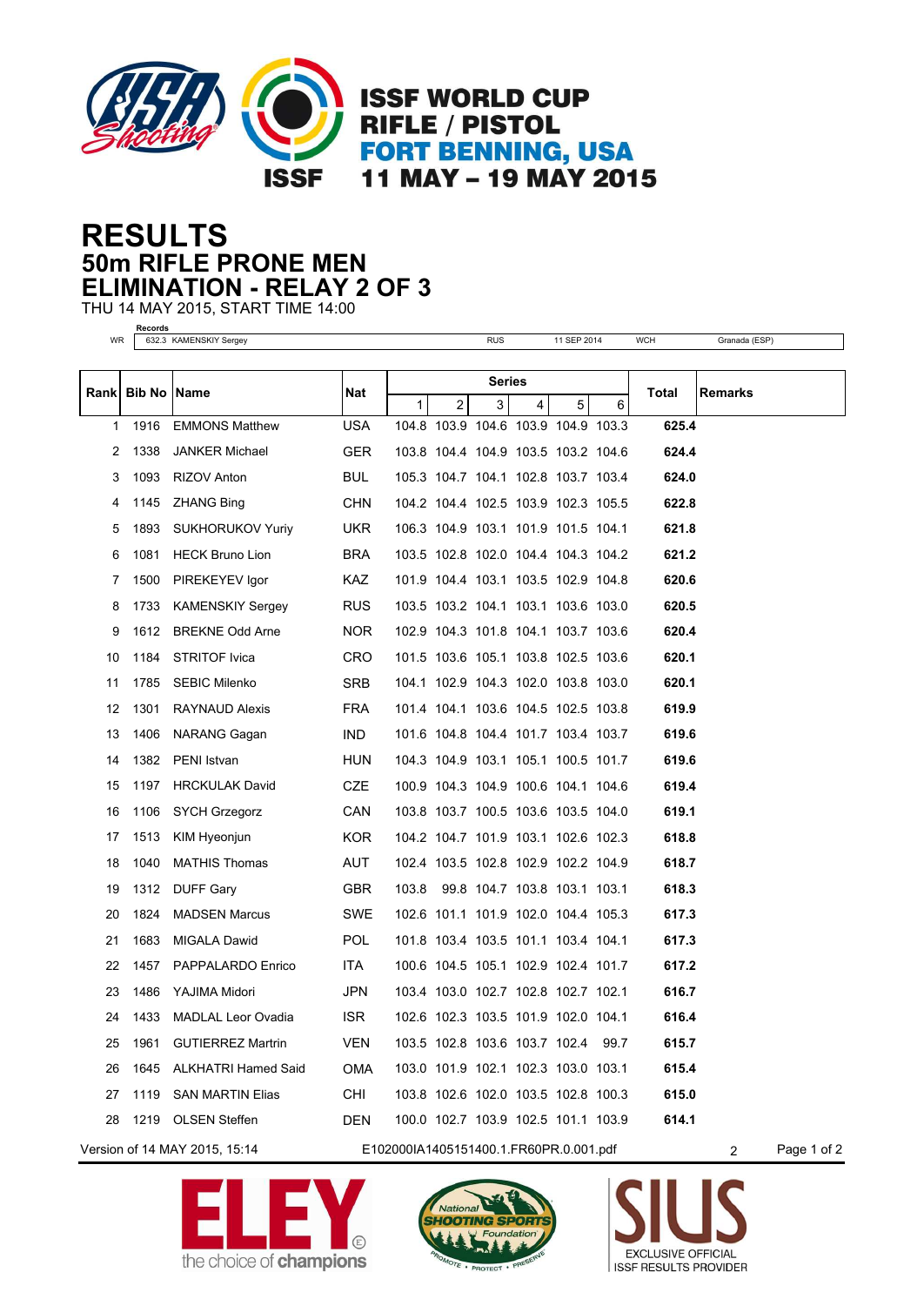# ISSF WORLD CUP RIFLE / PISTOL FORT BENNING, USA 11 MAY – 19 MAY 2015

# RESULTS
## 50m RIFLE PRONE MEN
## ELIMINATION - RELAY 2 OF 3

THU 14 MAY 2015, START TIME 14:00

**Records**

| | | | | | |
|---|---|---|---|---|---|
| WR | 632.3 KAMENSKIY Sergey | RUS | 11 SEP 2014 | WCH | Granada (ESP) |

| Rank | Bib No | Name | Nat | Series | | | | | | Total | Remarks |
|---|---|---|---|---|---|---|---|---|---|---|---|
| | | | | 1 | 2 | 3 | 4 | 5 | 6 | | |
| 1 | 1916 | EMMONS Matthew | USA | 104.8 | 103.9 | 104.6 | 103.9 | 104.9 | 103.3 | **625.4** | |
| 2 | 1338 | JANKER Michael | GER | 103.8 | 104.4 | 104.9 | 103.5 | 103.2 | 104.6 | **624.4** | |
| 3 | 1093 | RIZOV Anton | BUL | 105.3 | 104.7 | 104.1 | 102.8 | 103.7 | 103.4 | **624.0** | |
| 4 | 1145 | ZHANG Bing | CHN | 104.2 | 104.4 | 102.5 | 103.9 | 102.3 | 105.5 | **622.8** | |
| 5 | 1893 | SUKHORUKOV Yuriy | UKR | 106.3 | 104.9 | 103.1 | 101.9 | 101.5 | 104.1 | **621.8** | |
| 6 | 1081 | HECK Bruno Lion | BRA | 103.5 | 102.8 | 102.0 | 104.4 | 104.3 | 104.2 | **621.2** | |
| 7 | 1500 | PIREKEYEV Igor | KAZ | 101.9 | 104.4 | 103.1 | 103.5 | 102.9 | 104.8 | **620.6** | |
| 8 | 1733 | KAMENSKIY Sergey | RUS | 103.5 | 103.2 | 104.1 | 103.1 | 103.6 | 103.0 | **620.5** | |
| 9 | 1612 | BREKNE Odd Arne | NOR | 102.9 | 104.3 | 101.8 | 104.1 | 103.7 | 103.6 | **620.4** | |
| 10 | 1184 | STRITOF Ivica | CRO | 101.5 | 103.6 | 105.1 | 103.8 | 102.5 | 103.6 | **620.1** | |
| 11 | 1785 | SEBIC Milenko | SRB | 104.1 | 102.9 | 104.3 | 102.0 | 103.8 | 103.0 | **620.1** | |
| 12 | 1301 | RAYNAUD Alexis | FRA | 101.4 | 104.1 | 103.6 | 104.5 | 102.5 | 103.8 | **619.9** | |
| 13 | 1406 | NARANG Gagan | IND | 101.6 | 104.8 | 104.4 | 101.7 | 103.4 | 103.7 | **619.6** | |
| 14 | 1382 | PENI Istvan | HUN | 104.3 | 104.9 | 103.1 | 105.1 | 100.5 | 101.7 | **619.6** | |
| 15 | 1197 | HRCKULAK David | CZE | 100.9 | 104.3 | 104.9 | 100.6 | 104.1 | 104.6 | **619.4** | |
| 16 | 1106 | SYCH Grzegorz | CAN | 103.8 | 103.7 | 100.5 | 103.6 | 103.5 | 104.0 | **619.1** | |
| 17 | 1513 | KIM Hyeonjun | KOR | 104.2 | 104.7 | 101.9 | 103.1 | 102.6 | 102.3 | **618.8** | |
| 18 | 1040 | MATHIS Thomas | AUT | 102.4 | 103.5 | 102.8 | 102.9 | 102.2 | 104.9 | **618.7** | |
| 19 | 1312 | DUFF Gary | GBR | 103.8 | 99.8 | 104.7 | 103.8 | 103.1 | 103.1 | **618.3** | |
| 20 | 1824 | MADSEN Marcus | SWE | 102.6 | 101.1 | 101.9 | 102.0 | 104.4 | 105.3 | **617.3** | |
| 21 | 1683 | MIGALA Dawid | POL | 101.8 | 103.4 | 103.5 | 101.1 | 103.4 | 104.1 | **617.3** | |
| 22 | 1457 | PAPPALARDO Enrico | ITA | 100.6 | 104.5 | 105.1 | 102.9 | 102.4 | 101.7 | **617.2** | |
| 23 | 1486 | YAJIMA Midori | JPN | 103.4 | 103.0 | 102.7 | 102.8 | 102.7 | 102.1 | **616.7** | |
| 24 | 1433 | MADLAL Leor Ovadia | ISR | 102.6 | 102.3 | 103.5 | 101.9 | 102.0 | 104.1 | **616.4** | |
| 25 | 1961 | GUTIERREZ Martrin | VEN | 103.5 | 102.8 | 103.6 | 103.7 | 102.4 | 99.7 | **615.7** | |
| 26 | 1645 | ALKHATRI Hamed Said | OMA | 103.0 | 101.9 | 102.1 | 102.3 | 103.0 | 103.1 | **615.4** | |
| 27 | 1119 | SAN MARTIN Elias | CHI | 103.8 | 102.6 | 102.0 | 103.5 | 102.8 | 100.3 | **615.0** | |
| 28 | 1219 | OLSEN Steffen | DEN | 100.0 | 102.7 | 103.9 | 102.5 | 101.1 | 103.9 | **614.1** | |

Version of 14 MAY 2015, 15:14 E102000IA1405151400.1.FR60PR.0.001.pdf 2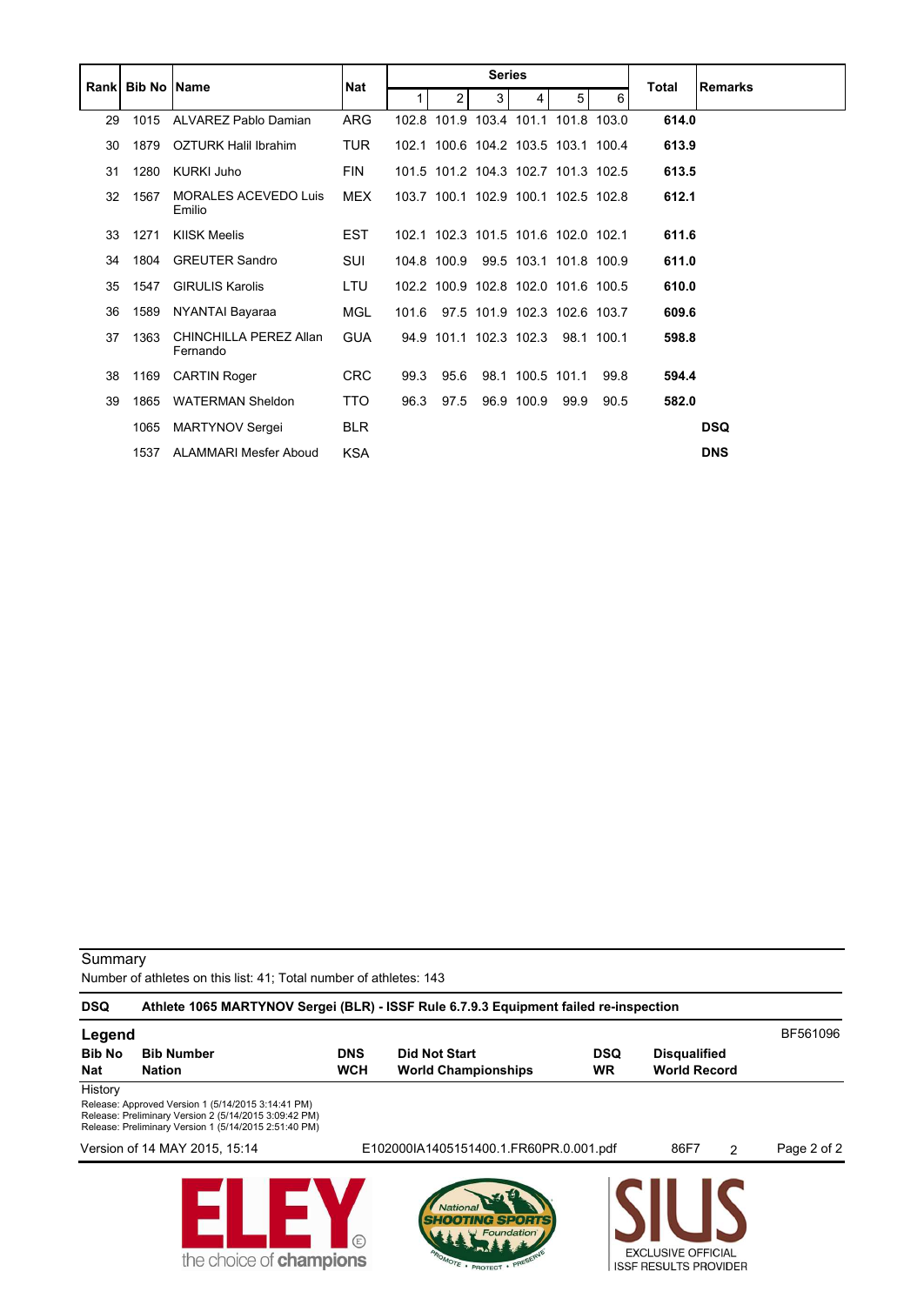| Rank | Bib No | Name | Nat | Series | | | | | | Total | Remarks |
|---|---|---|---|---|---|---|---|---|---|---|---|
| | | | | 1 | 2 | 3 | 4 | 5 | 6 | | |
| 29 | 1015 | ALVAREZ Pablo Damian | ARG | 102.8 | 101.9 | 103.4 | 101.1 | 101.8 | 103.0 | **614.0** | |
| 30 | 1879 | OZTURK Halil Ibrahim | TUR | 102.1 | 100.6 | 104.2 | 103.5 | 103.1 | 100.4 | **613.9** | |
| 31 | 1280 | KURKI Juho | FIN | 101.5 | 101.2 | 104.3 | 102.7 | 101.3 | 102.5 | **613.5** | |
| 32 | 1567 | MORALES ACEVEDO Luis Emilio | MEX | 103.7 | 100.1 | 102.9 | 100.1 | 102.5 | 102.8 | **612.1** | |
| 33 | 1271 | KIISK Meelis | EST | 102.1 | 102.3 | 101.5 | 101.6 | 102.0 | 102.1 | **611.6** | |
| 34 | 1804 | GREUTER Sandro | SUI | 104.8 | 100.9 | 99.5 | 103.1 | 101.8 | 100.9 | **611.0** | |
| 35 | 1547 | GIRULIS Karolis | LTU | 102.2 | 100.9 | 102.8 | 102.0 | 101.6 | 100.5 | **610.0** | |
| 36 | 1589 | NYANTAI Bayaraa | MGL | 101.6 | 97.5 | 101.9 | 102.3 | 102.6 | 103.7 | **609.6** | |
| 37 | 1363 | CHINCHILLA PEREZ Allan Fernando | GUA | 94.9 | 101.1 | 102.3 | 102.3 | 98.1 | 100.1 | **598.8** | |
| 38 | 1169 | CARTIN Roger | CRC | 99.3 | 95.6 | 98.1 | 100.5 | 101.1 | 99.8 | **594.4** | |
| 39 | 1865 | WATERMAN Sheldon | TTO | 96.3 | 97.5 | 96.9 | 100.9 | 99.9 | 90.5 | **582.0** | |
| | 1065 | MARTYNOV Sergei | BLR | | | | | | | | **DSQ** |
| | 1537 | ALAMMARI Mesfer Aboud | KSA | | | | | | | | **DNS** |

Summary

Number of athletes on this list: 41; Total number of athletes: 143

**DSQ** **Athlete 1065 MARTYNOV Sergei (BLR) - ISSF Rule 6.7.9.3 Equipment failed re-inspection**

**Legend** BF561096

| | | | | | |
|---|---|---|---|---|---|
| **Bib No** | **Bib Number** | **DNS** | **Did Not Start** | **DSQ** | **Disqualified** |
| **Nat** | **Nation** | **WCH** | **World Championships** | **WR** | **World Record** |

History

Release: Approved Version 1 (5/14/2015 3:14:41 PM)
Release: Preliminary Version 2 (5/14/2015 3:09:42 PM)
Release: Preliminary Version 1 (5/14/2015 2:51:40 PM)

Version of 14 MAY 2015, 15:14 E102000IA1405151400.1.FR60PR.0.001.pdf 86F7 2